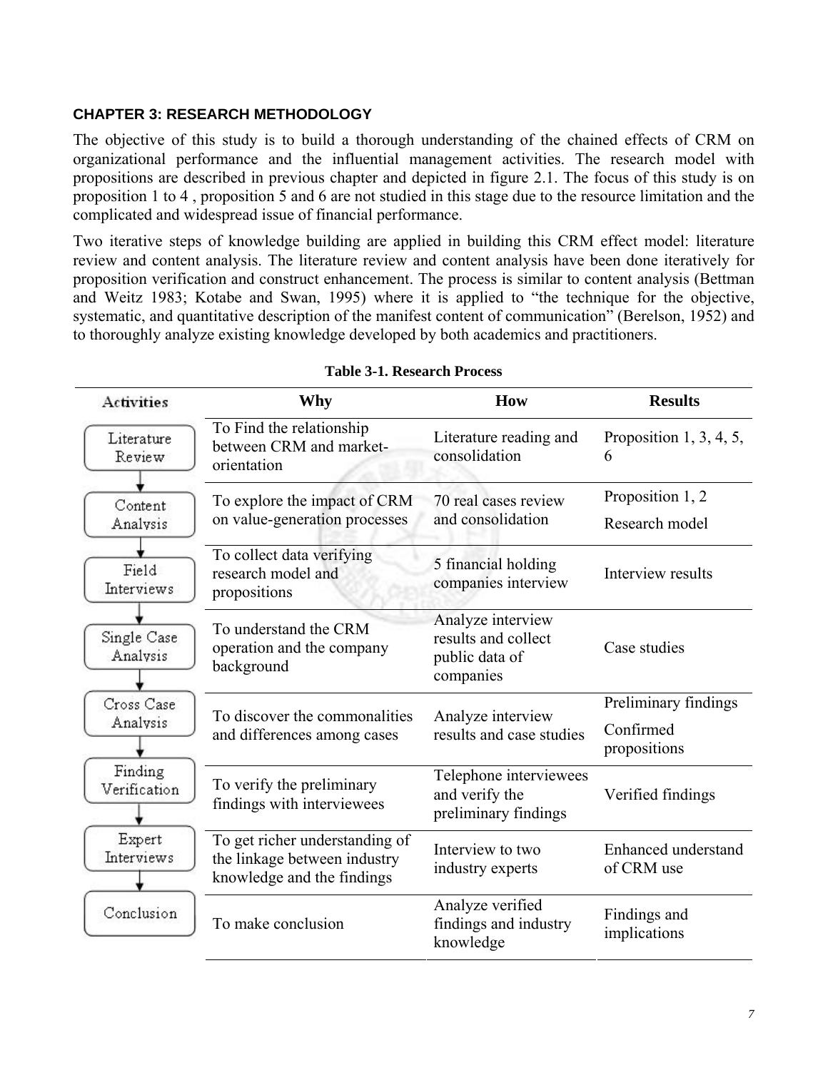## CHAPTER 3: RESEARCH METHODOLOGY

The objective of this study is to build a thorough understanding of the chained effects of CRM on organizational performance and the influential management activities. The research model with propositions are described in previous chapter and depicted in figure 2.1. The focus of this study is on proposition 1 to 4 , proposition 5 and 6 are not studied in this stage due to the resource limitation and the complicated and widespread issue of financial performance.

Two iterative steps of knowledge building are applied in building this CRM effect model: literature review and content analysis. The literature review and content analysis have been done iteratively for proposition verification and construct enhancement. The process is similar to content analysis (Bettman and Weitz 1983; Kotabe and Swan, 1995) where it is applied to "the technique for the objective, systematic, and quantitative description of the manifest content of communication" (Berelson, 1952) and to thoroughly analyze existing knowledge developed by both academics and practitioners.

**Table 3-1. Research Process**

| Activities | Why | How | Results |
|---|---|---|---|
| Literature Review | To Find the relationship between CRM and market-orientation | Literature reading and consolidation | Proposition 1, 3, 4, 5, 6 |
| Content Analysis | To explore the impact of CRM on value-generation processes | 70 real cases review and consolidation | Proposition 1, 2<br>Research model |
| Field Interviews | To collect data verifying research model and propositions | 5 financial holding companies interview | Interview results |
| Single Case Analysis | To understand the CRM operation and the company background | Analyze interview results and collect public data of companies | Case studies |
| Cross Case Analysis | To discover the commonalities and differences among cases | Analyze interview results and case studies | Preliminary findings<br>Confirmed propositions |
| Finding Verification | To verify the preliminary findings with interviewees | Telephone interviewees and verify the preliminary findings | Verified findings |
| Expert Interviews | To get richer understanding of the linkage between industry knowledge and the findings | Interview to two industry experts | Enhanced understand of CRM use |
| Conclusion | To make conclusion | Analyze verified findings and industry knowledge | Findings and implications |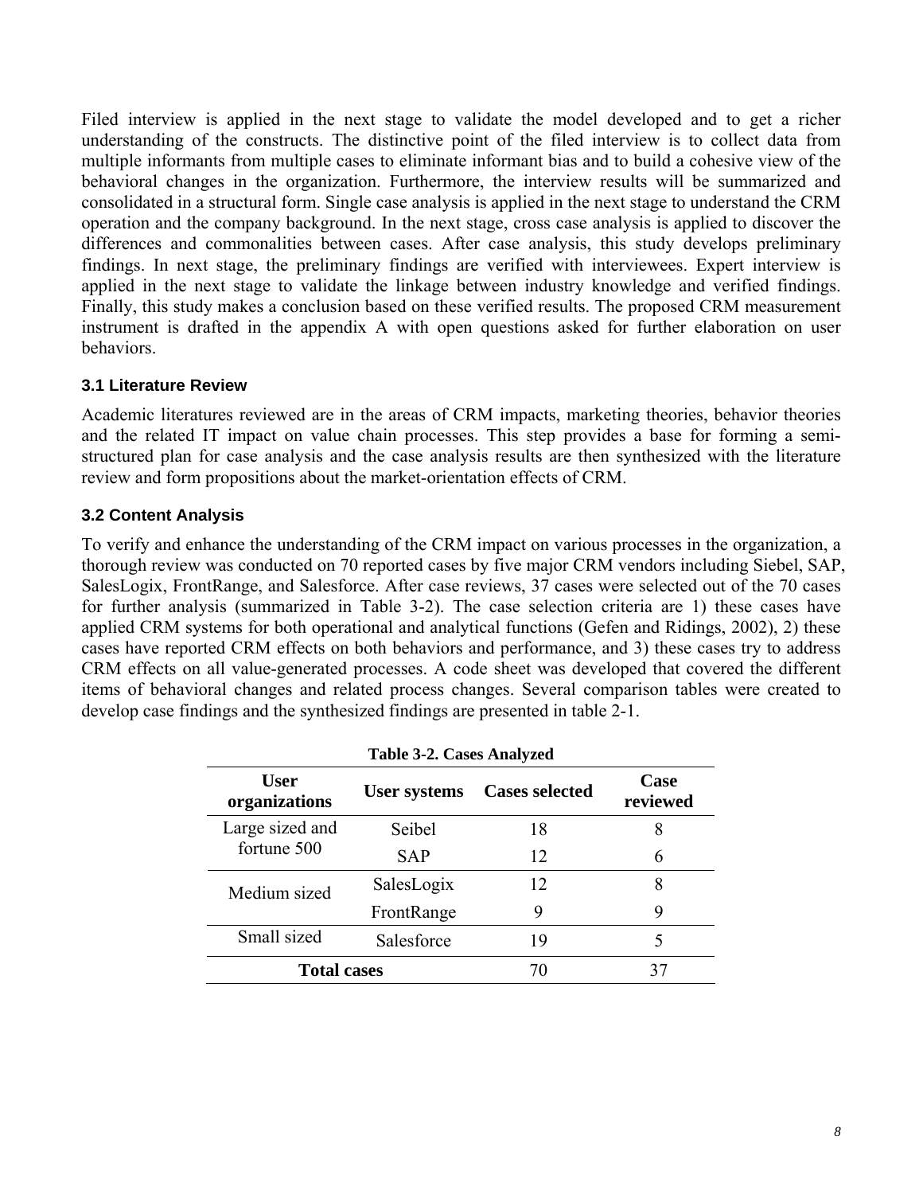Filed interview is applied in the next stage to validate the model developed and to get a richer understanding of the constructs. The distinctive point of the filed interview is to collect data from multiple informants from multiple cases to eliminate informant bias and to build a cohesive view of the behavioral changes in the organization. Furthermore, the interview results will be summarized and consolidated in a structural form. Single case analysis is applied in the next stage to understand the CRM operation and the company background. In the next stage, cross case analysis is applied to discover the differences and commonalities between cases. After case analysis, this study develops preliminary findings. In next stage, the preliminary findings are verified with interviewees. Expert interview is applied in the next stage to validate the linkage between industry knowledge and verified findings. Finally, this study makes a conclusion based on these verified results. The proposed CRM measurement instrument is drafted in the appendix A with open questions asked for further elaboration on user behaviors.

### 3.1 Literature Review

Academic literatures reviewed are in the areas of CRM impacts, marketing theories, behavior theories and the related IT impact on value chain processes. This step provides a base for forming a semi-structured plan for case analysis and the case analysis results are then synthesized with the literature review and form propositions about the market-orientation effects of CRM.

### 3.2 Content Analysis

To verify and enhance the understanding of the CRM impact on various processes in the organization, a thorough review was conducted on 70 reported cases by five major CRM vendors including Siebel, SAP, SalesLogix, FrontRange, and Salesforce. After case reviews, 37 cases were selected out of the 70 cases for further analysis (summarized in Table 3-2). The case selection criteria are 1) these cases have applied CRM systems for both operational and analytical functions (Gefen and Ridings, 2002), 2) these cases have reported CRM effects on both behaviors and performance, and 3) these cases try to address CRM effects on all value-generated processes. A code sheet was developed that covered the different items of behavioral changes and related process changes. Several comparison tables were created to develop case findings and the synthesized findings are presented in table 2-1.

**Table 3-2. Cases Analyzed**

| User organizations | User systems | Cases selected | Case reviewed |
|---|---|---|---|
| Large sized and fortune 500 | Seibel | 18 | 8 |
| | SAP | 12 | 6 |
| Medium sized | SalesLogix | 12 | 8 |
| | FrontRange | 9 | 9 |
| Small sized | Salesforce | 19 | 5 |
| **Total cases** | | 70 | 37 |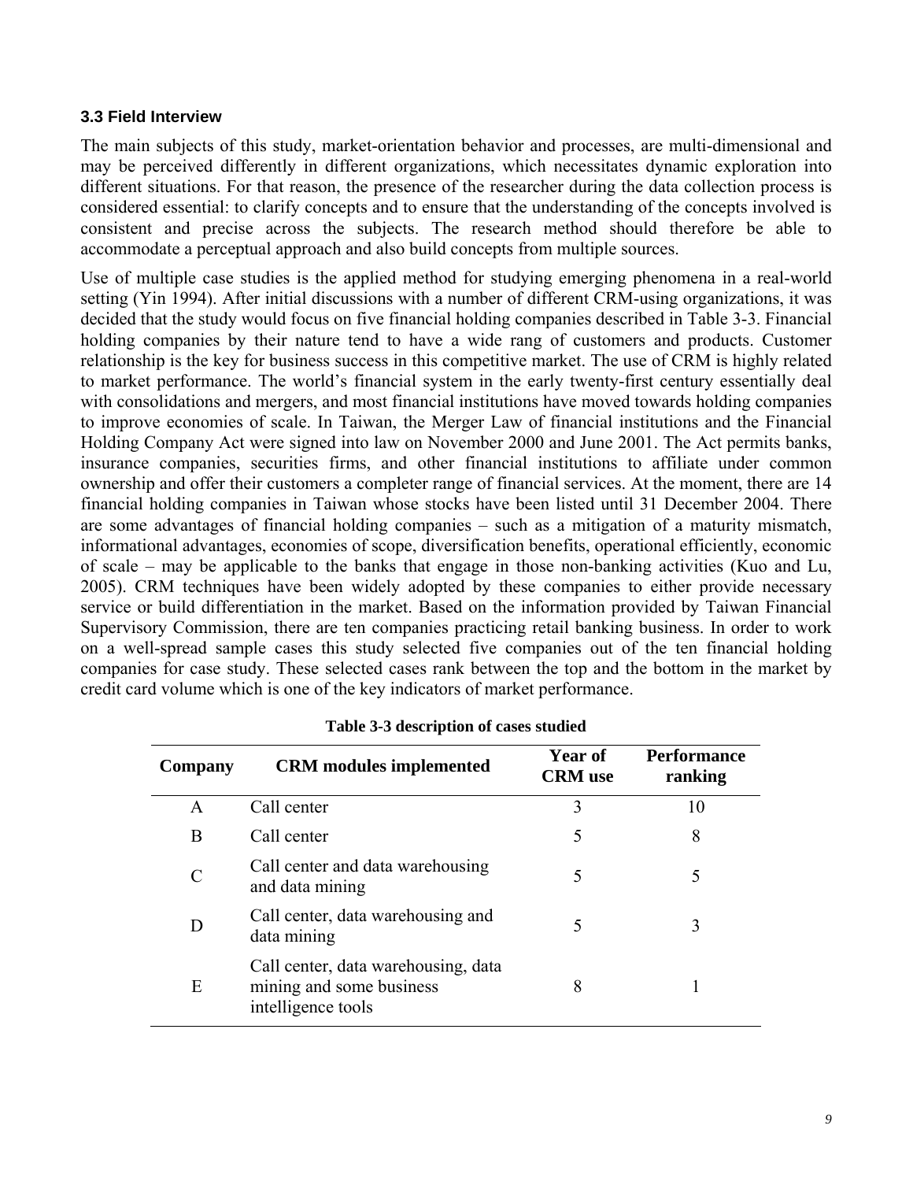### 3.3 Field Interview

The main subjects of this study, market-orientation behavior and processes, are multi-dimensional and may be perceived differently in different organizations, which necessitates dynamic exploration into different situations. For that reason, the presence of the researcher during the data collection process is considered essential: to clarify concepts and to ensure that the understanding of the concepts involved is consistent and precise across the subjects. The research method should therefore be able to accommodate a perceptual approach and also build concepts from multiple sources.

Use of multiple case studies is the applied method for studying emerging phenomena in a real-world setting (Yin 1994). After initial discussions with a number of different CRM-using organizations, it was decided that the study would focus on five financial holding companies described in Table 3-3. Financial holding companies by their nature tend to have a wide rang of customers and products. Customer relationship is the key for business success in this competitive market. The use of CRM is highly related to market performance. The world's financial system in the early twenty-first century essentially deal with consolidations and mergers, and most financial institutions have moved towards holding companies to improve economies of scale. In Taiwan, the Merger Law of financial institutions and the Financial Holding Company Act were signed into law on November 2000 and June 2001. The Act permits banks, insurance companies, securities firms, and other financial institutions to affiliate under common ownership and offer their customers a completer range of financial services. At the moment, there are 14 financial holding companies in Taiwan whose stocks have been listed until 31 December 2004. There are some advantages of financial holding companies – such as a mitigation of a maturity mismatch, informational advantages, economies of scope, diversification benefits, operational efficiently, economic of scale – may be applicable to the banks that engage in those non-banking activities (Kuo and Lu, 2005). CRM techniques have been widely adopted by these companies to either provide necessary service or build differentiation in the market. Based on the information provided by Taiwan Financial Supervisory Commission, there are ten companies practicing retail banking business. In order to work on a well-spread sample cases this study selected five companies out of the ten financial holding companies for case study. These selected cases rank between the top and the bottom in the market by credit card volume which is one of the key indicators of market performance.

**Table 3-3 description of cases studied**

| Company | CRM modules implemented | Year of CRM use | Performance ranking |
|---|---|---|---|
| A | Call center | 3 | 10 |
| B | Call center | 5 | 8 |
| C | Call center and data warehousing and data mining | 5 | 5 |
| D | Call center, data warehousing and data mining | 5 | 3 |
| E | Call center, data warehousing, data mining and some business intelligence tools | 8 | 1 |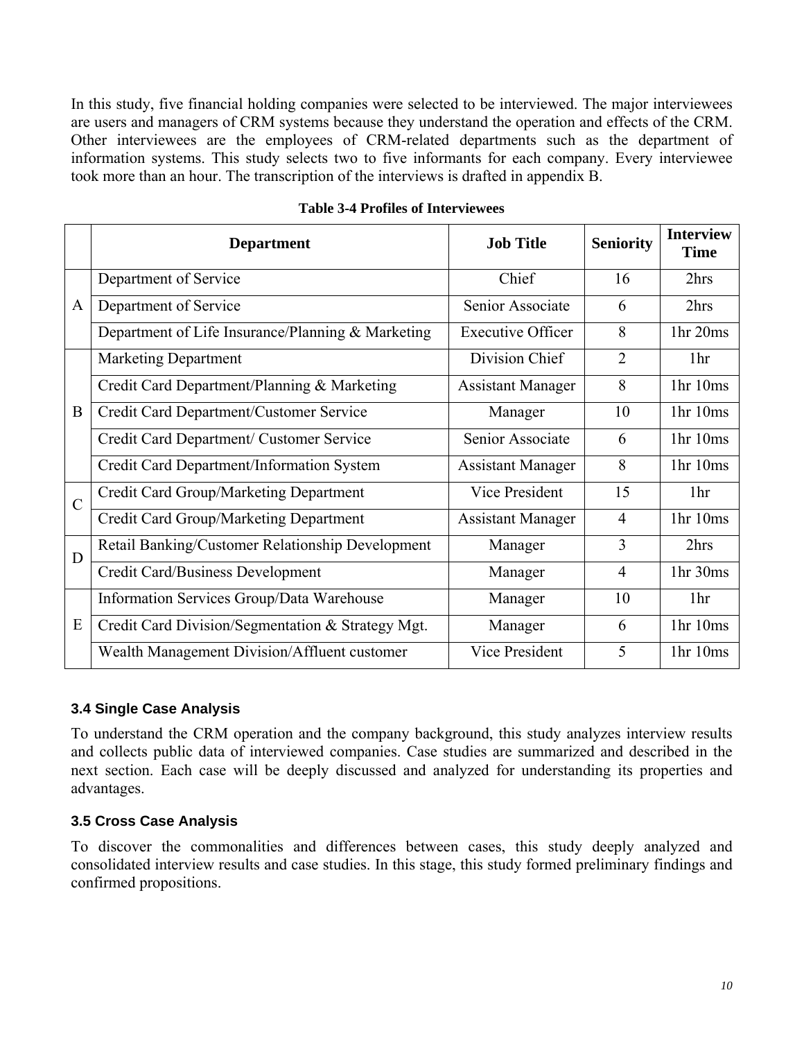In this study, five financial holding companies were selected to be interviewed. The major interviewees are users and managers of CRM systems because they understand the operation and effects of the CRM. Other interviewees are the employees of CRM-related departments such as the department of information systems. This study selects two to five informants for each company. Every interviewee took more than an hour. The transcription of the interviews is drafted in appendix B.

**Table 3-4 Profiles of Interviewees**

| | Department | Job Title | Seniority | Interview Time |
|---|---|---|---|---|
| A | Department of Service | Chief | 16 | 2hrs |
| | Department of Service | Senior Associate | 6 | 2hrs |
| | Department of Life Insurance/Planning & Marketing | Executive Officer | 8 | 1hr 20ms |
| B | Marketing Department | Division Chief | 2 | 1hr |
| | Credit Card Department/Planning & Marketing | Assistant Manager | 8 | 1hr 10ms |
| | Credit Card Department/Customer Service | Manager | 10 | 1hr 10ms |
| | Credit Card Department/ Customer Service | Senior Associate | 6 | 1hr 10ms |
| | Credit Card Department/Information System | Assistant Manager | 8 | 1hr 10ms |
| C | Credit Card Group/Marketing Department | Vice President | 15 | 1hr |
| | Credit Card Group/Marketing Department | Assistant Manager | 4 | 1hr 10ms |
| D | Retail Banking/Customer Relationship Development | Manager | 3 | 2hrs |
| | Credit Card/Business Development | Manager | 4 | 1hr 30ms |
| E | Information Services Group/Data Warehouse | Manager | 10 | 1hr |
| | Credit Card Division/Segmentation & Strategy Mgt. | Manager | 6 | 1hr 10ms |
| | Wealth Management Division/Affluent customer | Vice President | 5 | 1hr 10ms |

### 3.4 Single Case Analysis

To understand the CRM operation and the company background, this study analyzes interview results and collects public data of interviewed companies. Case studies are summarized and described in the next section. Each case will be deeply discussed and analyzed for understanding its properties and advantages.

### 3.5 Cross Case Analysis

To discover the commonalities and differences between cases, this study deeply analyzed and consolidated interview results and case studies. In this stage, this study formed preliminary findings and confirmed propositions.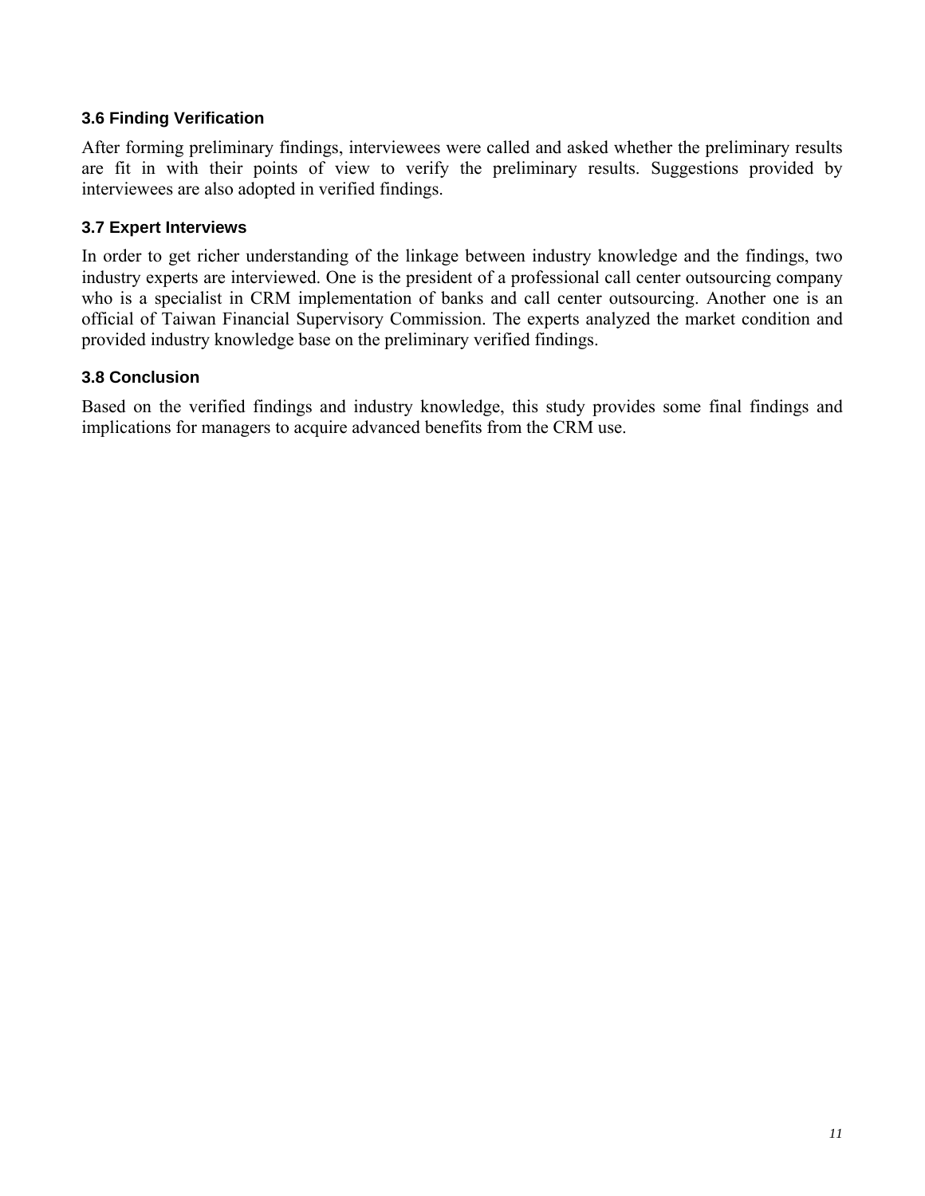### 3.6 Finding Verification

After forming preliminary findings, interviewees were called and asked whether the preliminary results are fit in with their points of view to verify the preliminary results. Suggestions provided by interviewees are also adopted in verified findings.

### 3.7 Expert Interviews

In order to get richer understanding of the linkage between industry knowledge and the findings, two industry experts are interviewed. One is the president of a professional call center outsourcing company who is a specialist in CRM implementation of banks and call center outsourcing. Another one is an official of Taiwan Financial Supervisory Commission. The experts analyzed the market condition and provided industry knowledge base on the preliminary verified findings.

### 3.8 Conclusion

Based on the verified findings and industry knowledge, this study provides some final findings and implications for managers to acquire advanced benefits from the CRM use.